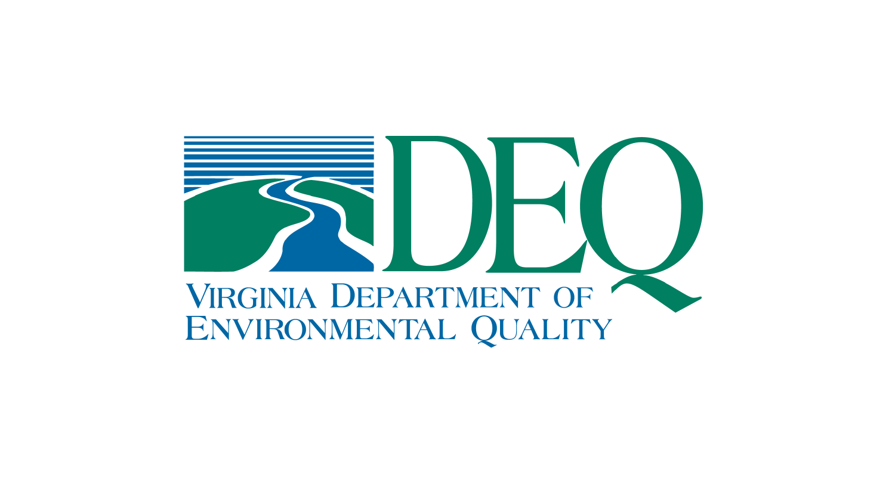# DEQ

VIRGINIA DEPARTMENT OF ENVIRONMENTAL QUALITY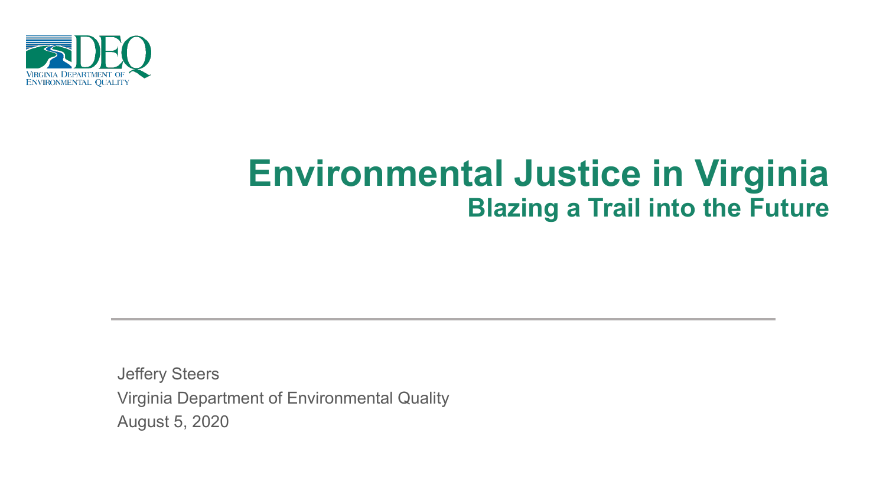VIRGINIA DEPARTMENT OF ENVIRONMENTAL QUALITY

# Environmental Justice in Virginia

## Blazing a Trail into the Future

Jeffery Steers

Virginia Department of Environmental Quality

August 5, 2020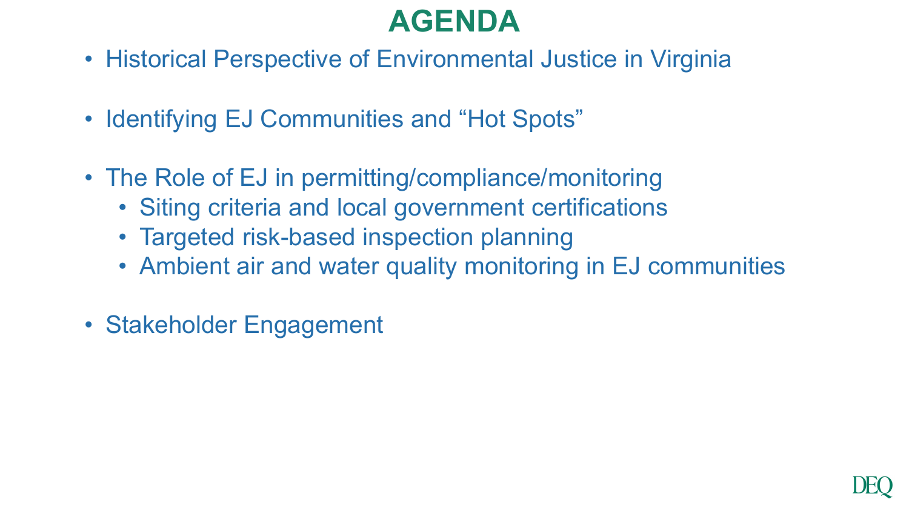# AGENDA

- Historical Perspective of Environmental Justice in Virginia
- Identifying EJ Communities and "Hot Spots"
- The Role of EJ in permitting/compliance/monitoring
  - Siting criteria and local government certifications
  - Targeted risk-based inspection planning
  - Ambient air and water quality monitoring in EJ communities
- Stakeholder Engagement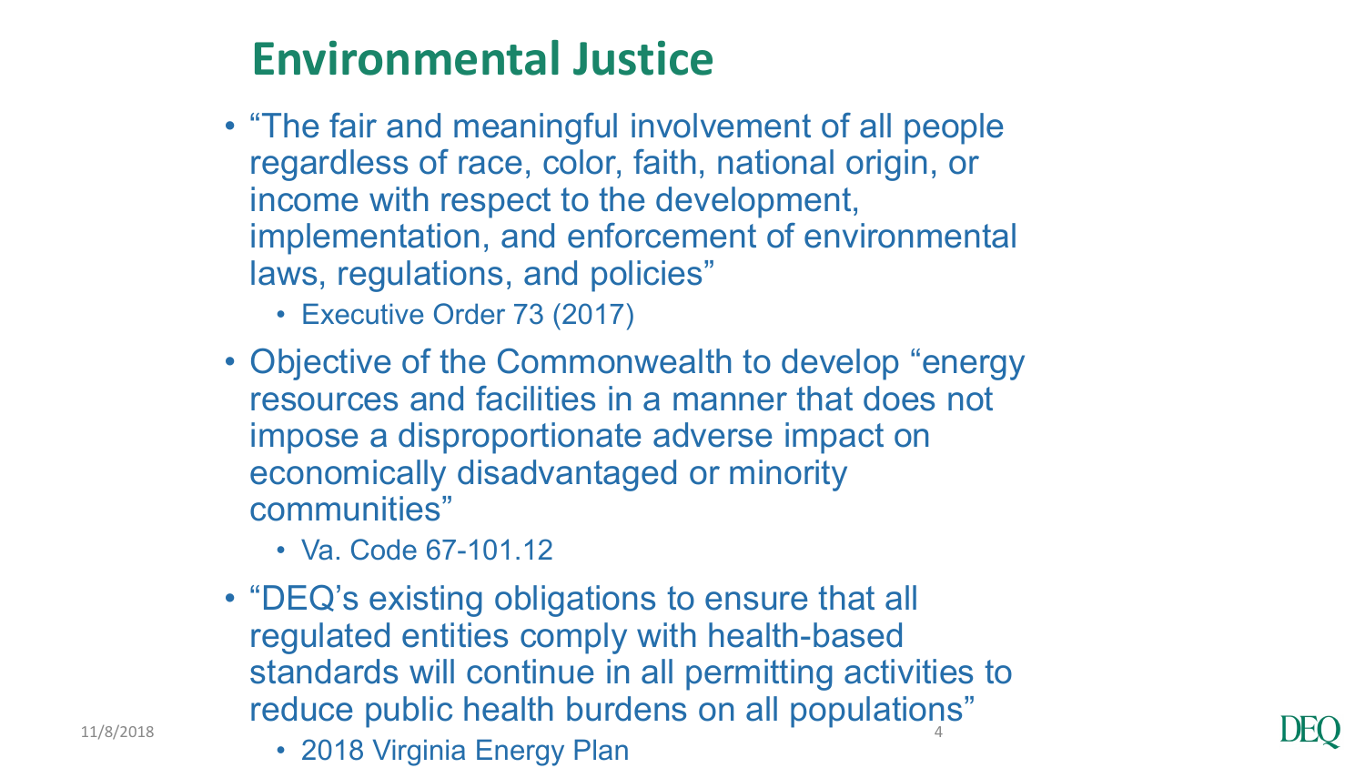# Environmental Justice

- "The fair and meaningful involvement of all people regardless of race, color, faith, national origin, or income with respect to the development, implementation, and enforcement of environmental laws, regulations, and policies"
  - Executive Order 73 (2017)
- Objective of the Commonwealth to develop "energy resources and facilities in a manner that does not impose a disproportionate adverse impact on economically disadvantaged or minority communities"
  - Va. Code 67-101.12
- "DEQ's existing obligations to ensure that all regulated entities comply with health-based standards will continue in all permitting activities to reduce public health burdens on all populations"
  - 2018 Virginia Energy Plan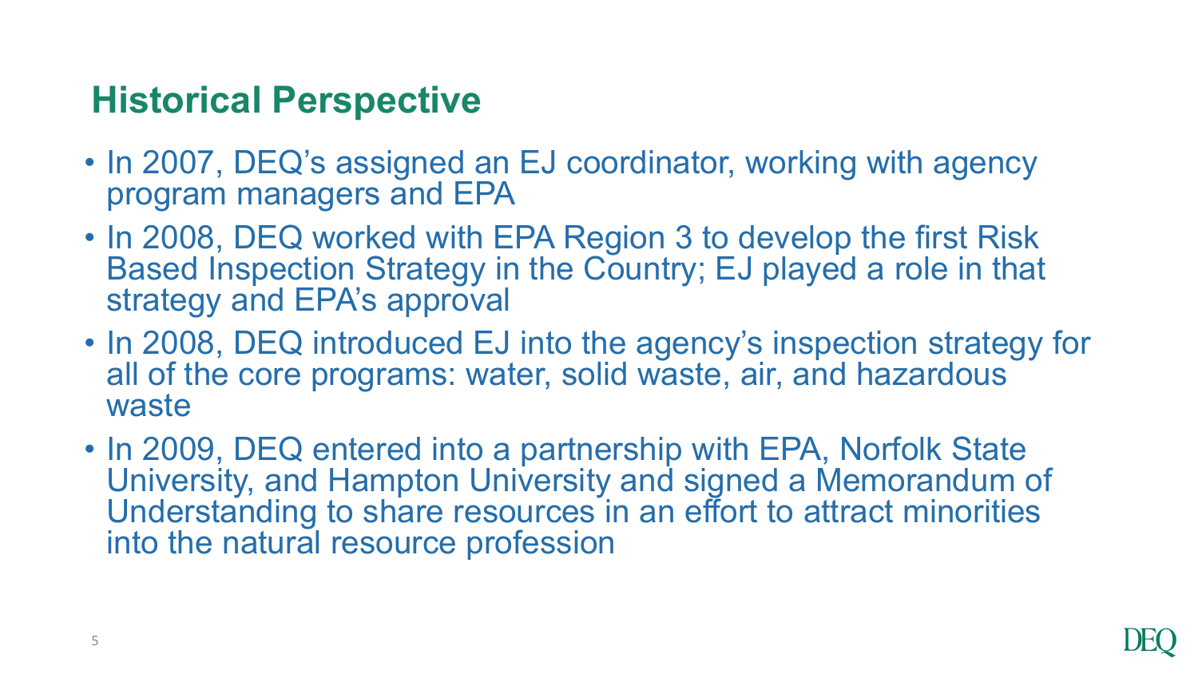## Historical Perspective

- In 2007, DEQ's assigned an EJ coordinator, working with agency program managers and EPA
- In 2008, DEQ worked with EPA Region 3 to develop the first Risk Based Inspection Strategy in the Country; EJ played a role in that strategy and EPA's approval
- In 2008, DEQ introduced EJ into the agency's inspection strategy for all of the core programs: water, solid waste, air, and hazardous waste
- In 2009, DEQ entered into a partnership with EPA, Norfolk State University, and Hampton University and signed a Memorandum of Understanding to share resources in an effort to attract minorities into the natural resource profession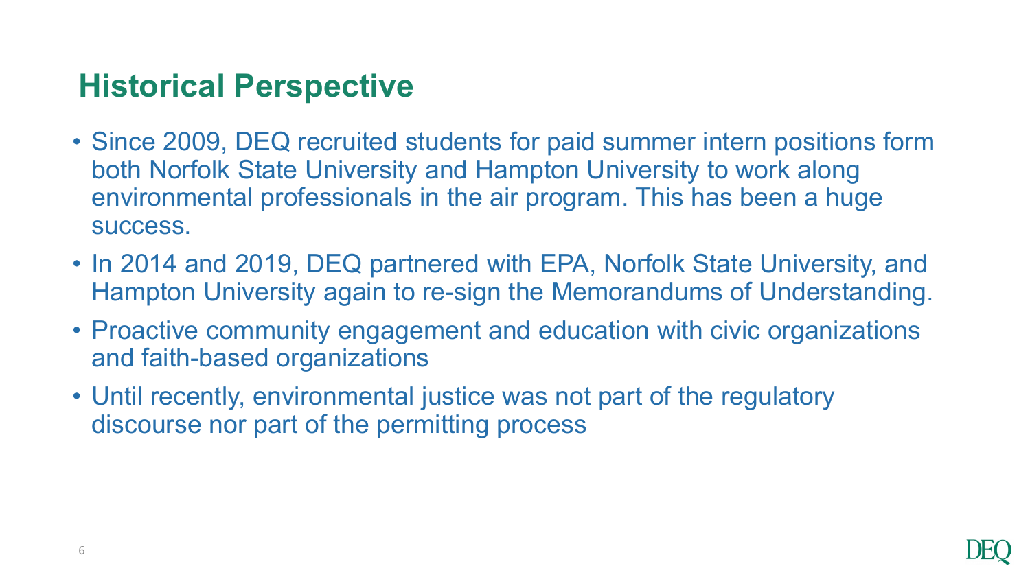## Historical Perspective

- Since 2009, DEQ recruited students for paid summer intern positions form both Norfolk State University and Hampton University to work along environmental professionals in the air program. This has been a huge success.
- In 2014 and 2019, DEQ partnered with EPA, Norfolk State University, and Hampton University again to re-sign the Memorandums of Understanding.
- Proactive community engagement and education with civic organizations and faith-based organizations
- Until recently, environmental justice was not part of the regulatory discourse nor part of the permitting process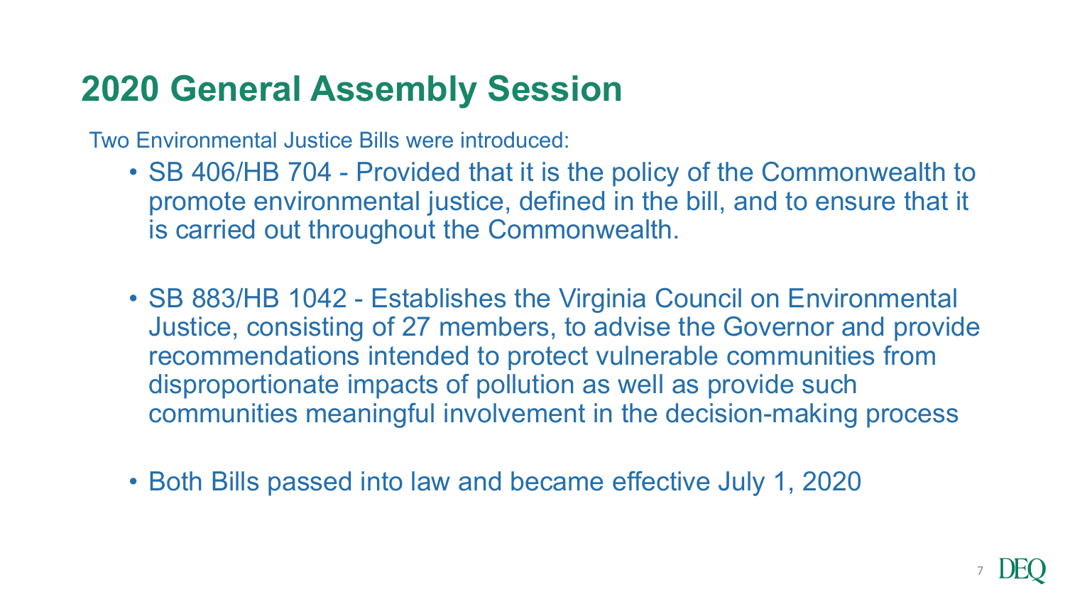# 2020 General Assembly Session

Two Environmental Justice Bills were introduced:

- SB 406/HB 704 - Provided that it is the policy of the Commonwealth to promote environmental justice, defined in the bill, and to ensure that it is carried out throughout the Commonwealth.

- SB 883/HB 1042 - Establishes the Virginia Council on Environmental Justice, consisting of 27 members, to advise the Governor and provide recommendations intended to protect vulnerable communities from disproportionate impacts of pollution as well as provide such communities meaningful involvement in the decision-making process

- Both Bills passed into law and became effective July 1, 2020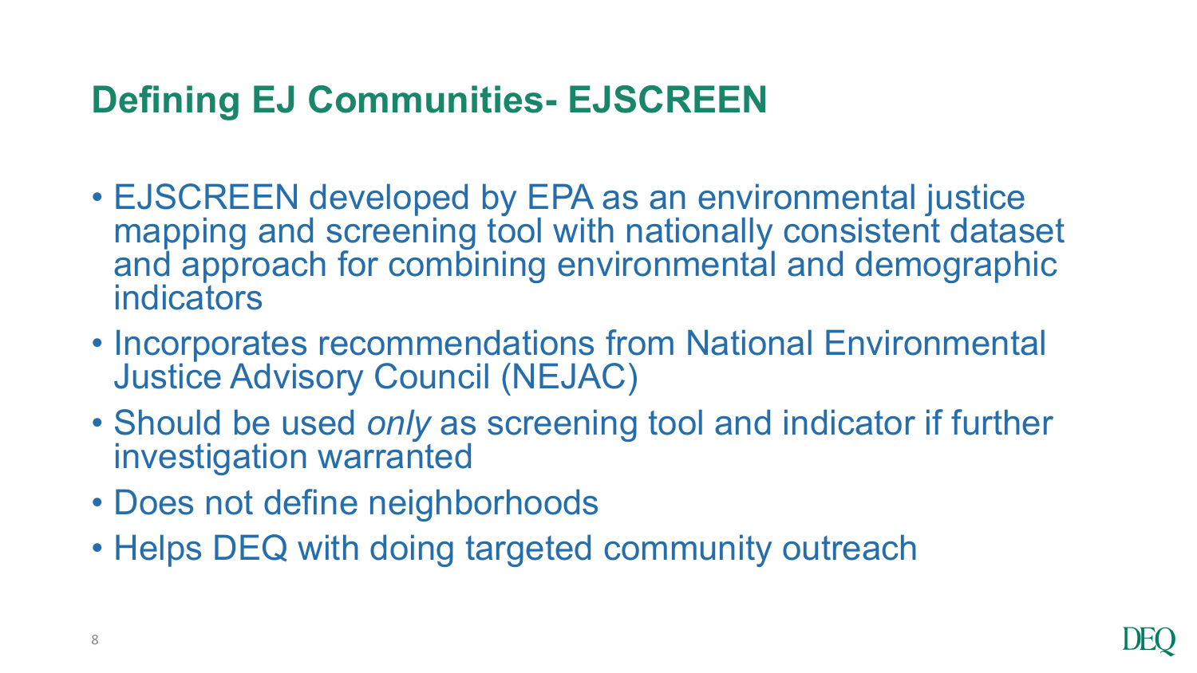# Defining EJ Communities- EJSCREEN

- EJSCREEN developed by EPA as an environmental justice mapping and screening tool with nationally consistent dataset and approach for combining environmental and demographic indicators
- Incorporates recommendations from National Environmental Justice Advisory Council (NEJAC)
- Should be used *only* as screening tool and indicator if further investigation warranted
- Does not define neighborhoods
- Helps DEQ with doing targeted community outreach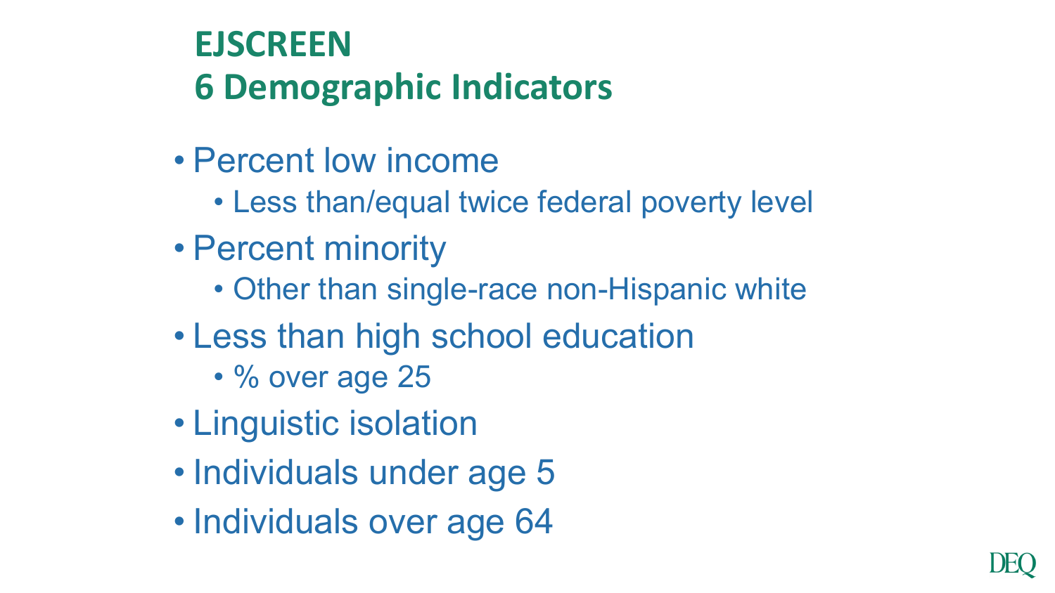# EJSCREEN
# 6 Demographic Indicators

- Percent low income
  - Less than/equal twice federal poverty level
- Percent minority
  - Other than single-race non-Hispanic white
- Less than high school education
  - % over age 25
- Linguistic isolation
- Individuals under age 5
- Individuals over age 64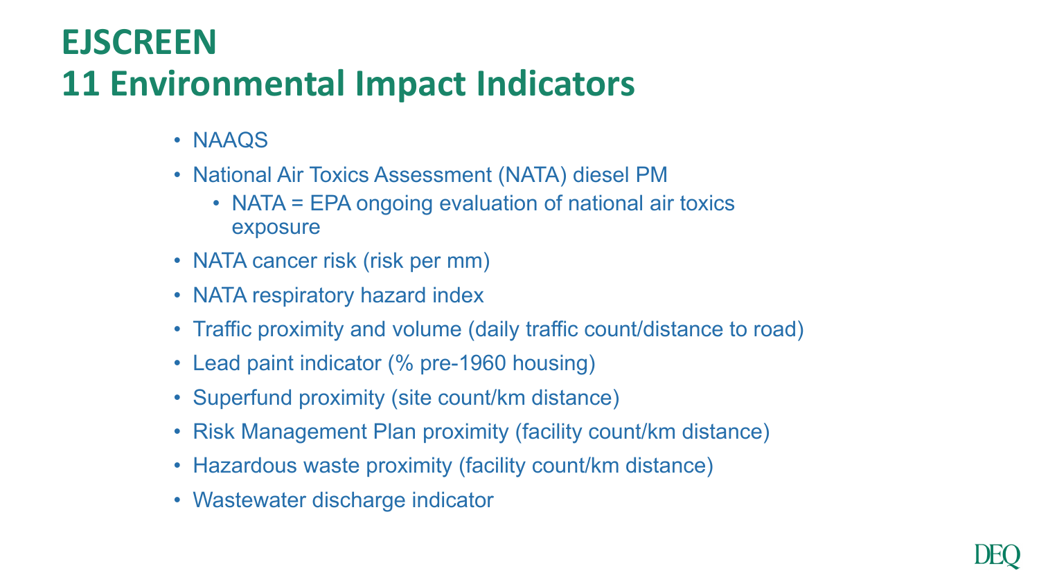# EJSCREEN
# 11 Environmental Impact Indicators

- NAAQS
- National Air Toxics Assessment (NATA) diesel PM
  - NATA = EPA ongoing evaluation of national air toxics exposure
- NATA cancer risk (risk per mm)
- NATA respiratory hazard index
- Traffic proximity and volume (daily traffic count/distance to road)
- Lead paint indicator (% pre-1960 housing)
- Superfund proximity (site count/km distance)
- Risk Management Plan proximity (facility count/km distance)
- Hazardous waste proximity (facility count/km distance)
- Wastewater discharge indicator

DEQ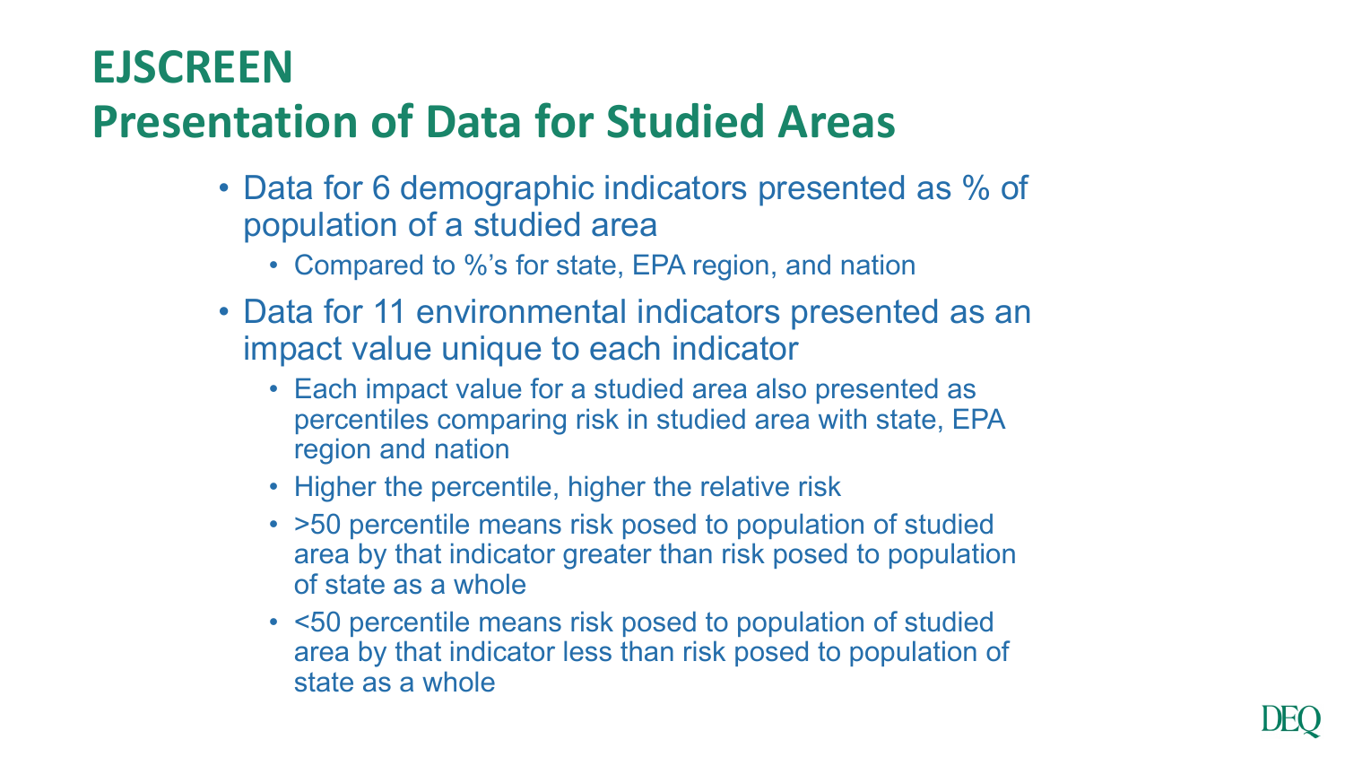# EJSCREEN
# Presentation of Data for Studied Areas

- Data for 6 demographic indicators presented as % of population of a studied area
  - Compared to %'s for state, EPA region, and nation
- Data for 11 environmental indicators presented as an impact value unique to each indicator
  - Each impact value for a studied area also presented as percentiles comparing risk in studied area with state, EPA region and nation
  - Higher the percentile, higher the relative risk
  - >50 percentile means risk posed to population of studied area by that indicator greater than risk posed to population of state as a whole
  - <50 percentile means risk posed to population of studied area by that indicator less than risk posed to population of state as a whole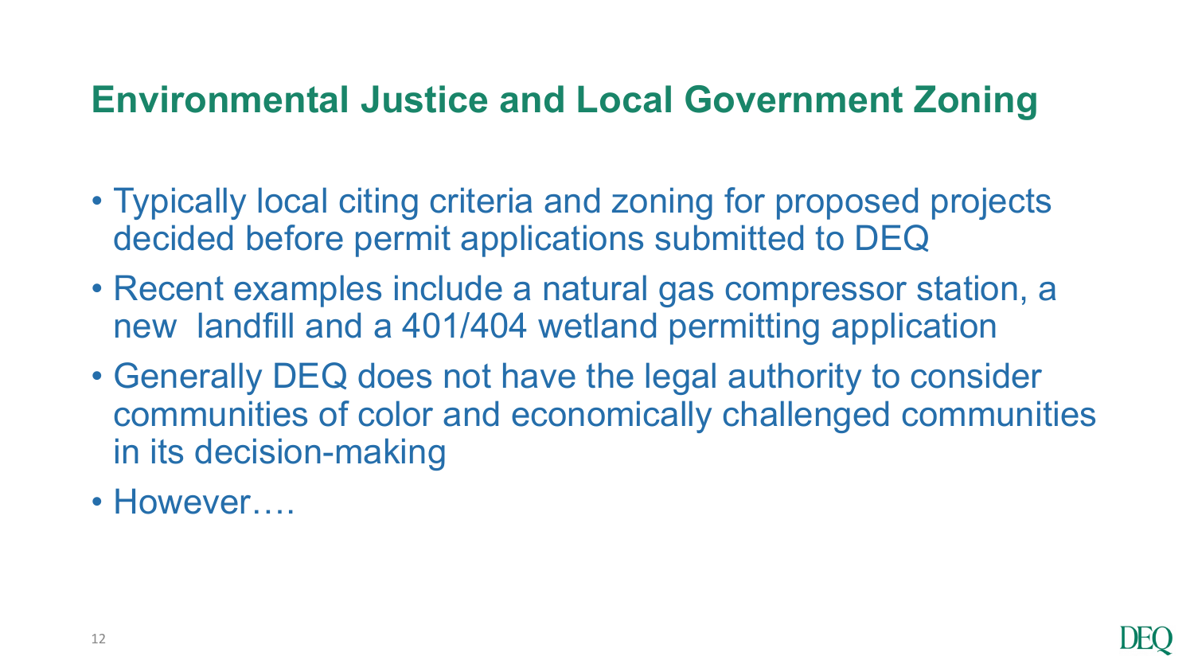# Environmental Justice and Local Government Zoning

- Typically local citing criteria and zoning for proposed projects decided before permit applications submitted to DEQ
- Recent examples include a natural gas compressor station, a new landfill and a 401/404 wetland permitting application
- Generally DEQ does not have the legal authority to consider communities of color and economically challenged communities in its decision-making
- However….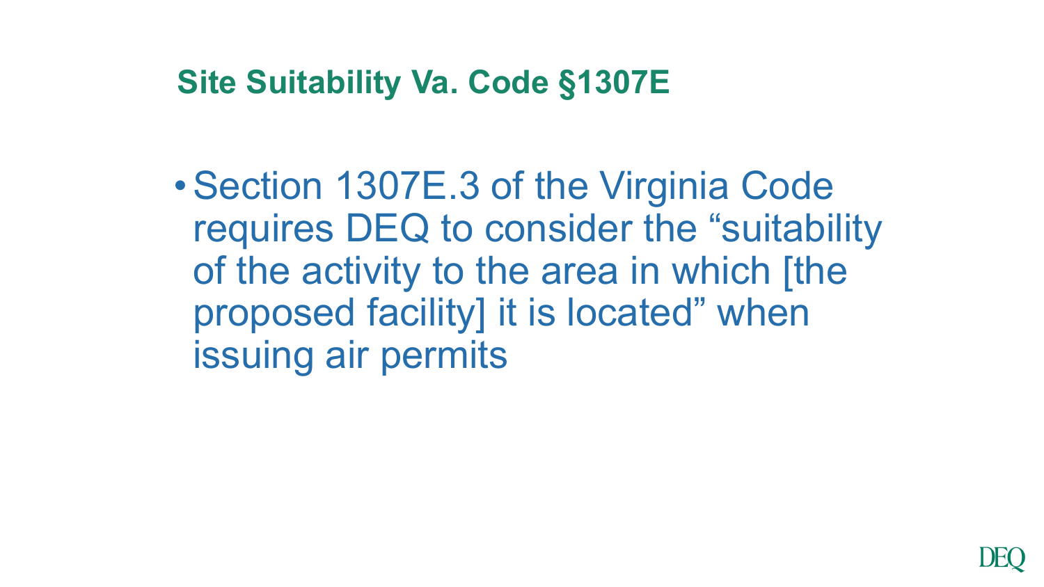## Site Suitability Va. Code §1307E

- Section 1307E.3 of the Virginia Code requires DEQ to consider the "suitability of the activity to the area in which [the proposed facility] it is located" when issuing air permits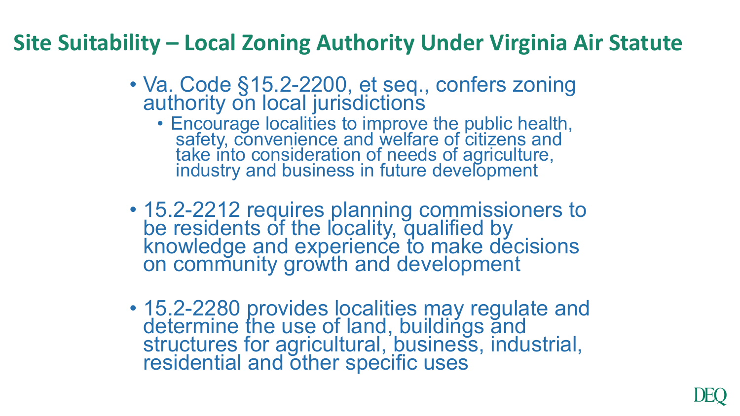# Site Suitability – Local Zoning Authority Under Virginia Air Statute

- Va. Code §15.2-2200, et seq., confers zoning authority on local jurisdictions
  - Encourage localities to improve the public health, safety, convenience and welfare of citizens and take into consideration of needs of agriculture, industry and business in future development
- 15.2-2212 requires planning commissioners to be residents of the locality, qualified by knowledge and experience to make decisions on community growth and development
- 15.2-2280 provides localities may regulate and determine the use of land, buildings and structures for agricultural, business, industrial, residential and other specific uses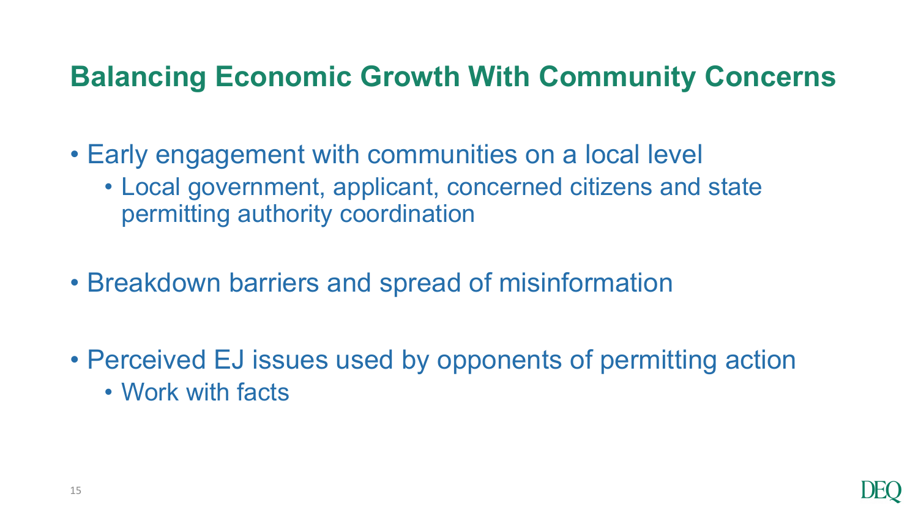# Balancing Economic Growth With Community Concerns

- Early engagement with communities on a local level
  - Local government, applicant, concerned citizens and state permitting authority coordination

- Breakdown barriers and spread of misinformation

- Perceived EJ issues used by opponents of permitting action
  - Work with facts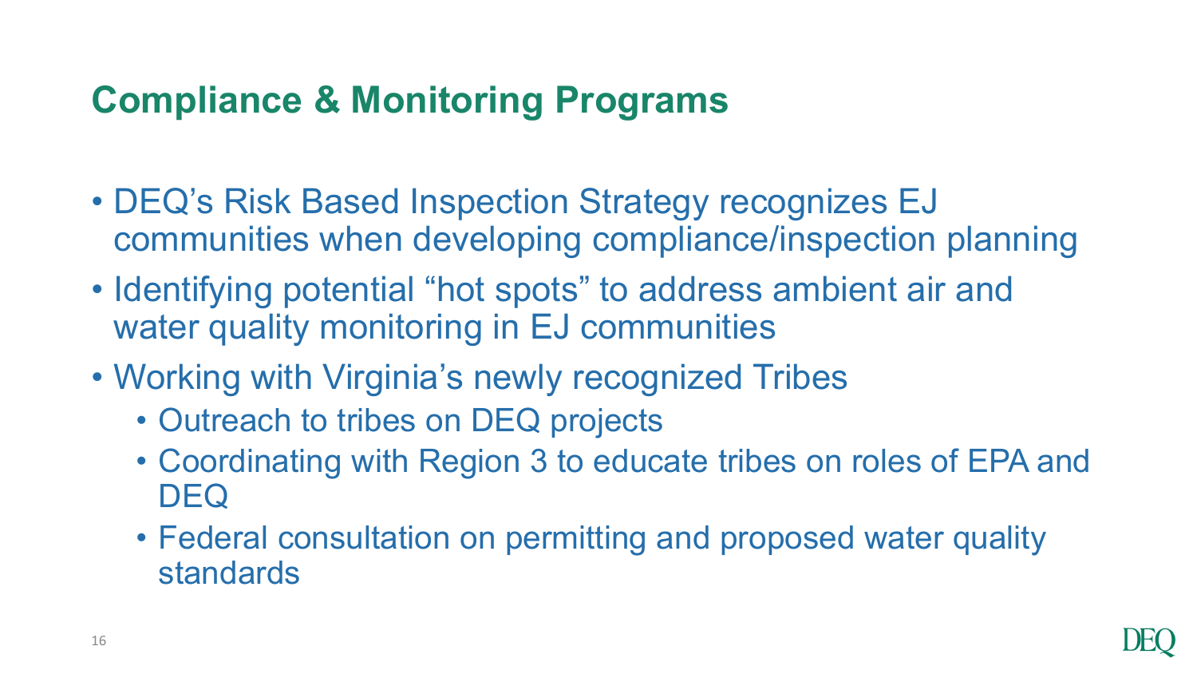# Compliance & Monitoring Programs

- DEQ's Risk Based Inspection Strategy recognizes EJ communities when developing compliance/inspection planning
- Identifying potential "hot spots" to address ambient air and water quality monitoring in EJ communities
- Working with Virginia's newly recognized Tribes
  - Outreach to tribes on DEQ projects
  - Coordinating with Region 3 to educate tribes on roles of EPA and DEQ
  - Federal consultation on permitting and proposed water quality standards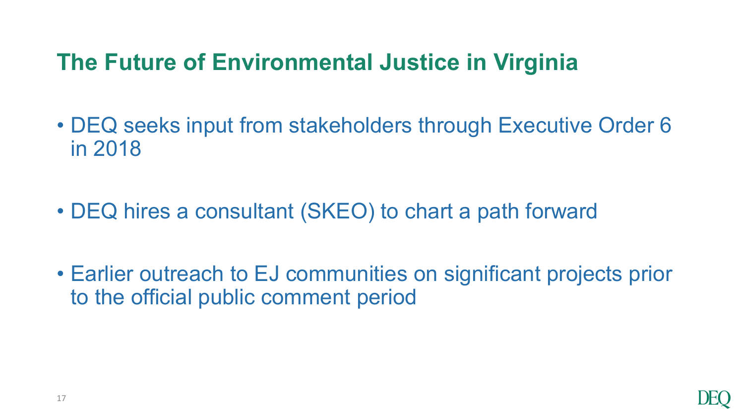# The Future of Environmental Justice in Virginia

- DEQ seeks input from stakeholders through Executive Order 6 in 2018
- DEQ hires a consultant (SKEO) to chart a path forward
- Earlier outreach to EJ communities on significant projects prior to the official public comment period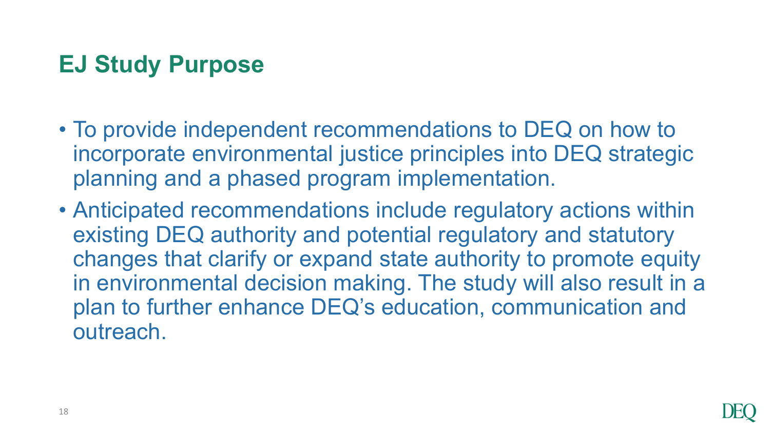## EJ Study Purpose

- To provide independent recommendations to DEQ on how to incorporate environmental justice principles into DEQ strategic planning and a phased program implementation.
- Anticipated recommendations include regulatory actions within existing DEQ authority and potential regulatory and statutory changes that clarify or expand state authority to promote equity in environmental decision making. The study will also result in a plan to further enhance DEQ's education, communication and outreach.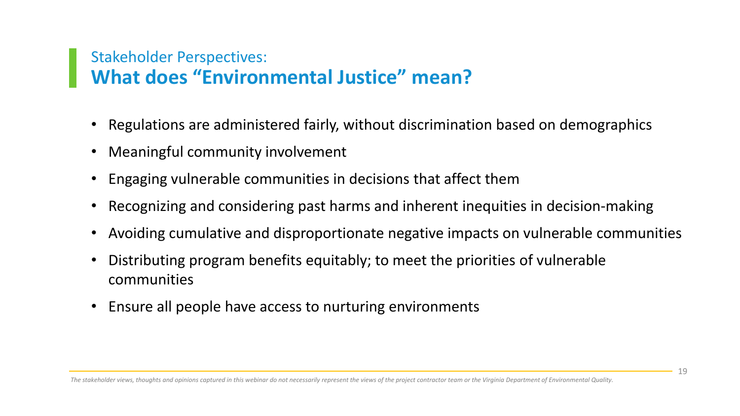## Stakeholder Perspectives:
# What does "Environmental Justice" mean?

- Regulations are administered fairly, without discrimination based on demographics
- Meaningful community involvement
- Engaging vulnerable communities in decisions that affect them
- Recognizing and considering past harms and inherent inequities in decision-making
- Avoiding cumulative and disproportionate negative impacts on vulnerable communities
- Distributing program benefits equitably; to meet the priorities of vulnerable communities
- Ensure all people have access to nurturing environments

*The stakeholder views, thoughts and opinions captured in this webinar do not necessarily represent the views of the project contractor team or the Virginia Department of Environmental Quality.*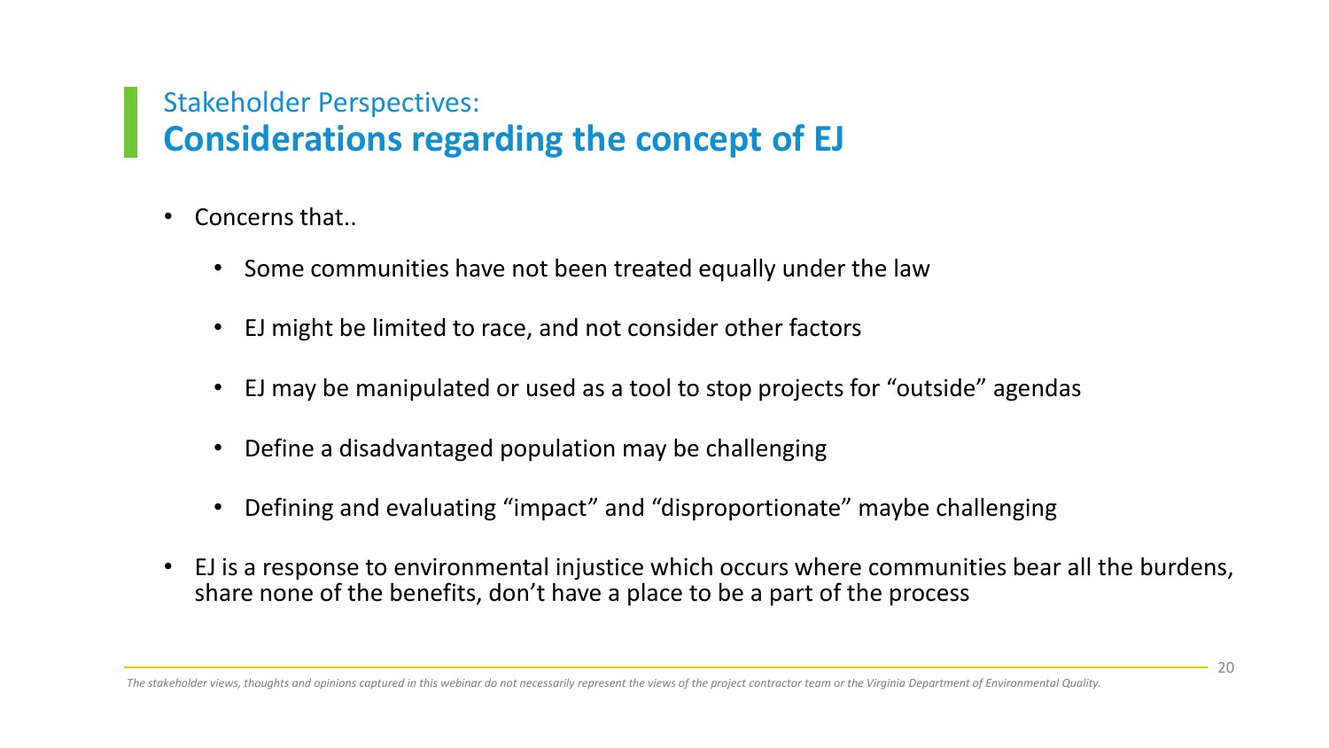## Stakeholder Perspectives:
## **Considerations regarding the concept of EJ**

- Concerns that..
  - Some communities have not been treated equally under the law
  - EJ might be limited to race, and not consider other factors
  - EJ may be manipulated or used as a tool to stop projects for "outside" agendas
  - Define a disadvantaged population may be challenging
  - Defining and evaluating "impact" and "disproportionate" maybe challenging
- EJ is a response to environmental injustice which occurs where communities bear all the burdens, share none of the benefits, don't have a place to be a part of the process

*The stakeholder views, thoughts and opinions captured in this webinar do not necessarily represent the views of the project contractor team or the Virginia Department of Environmental Quality.*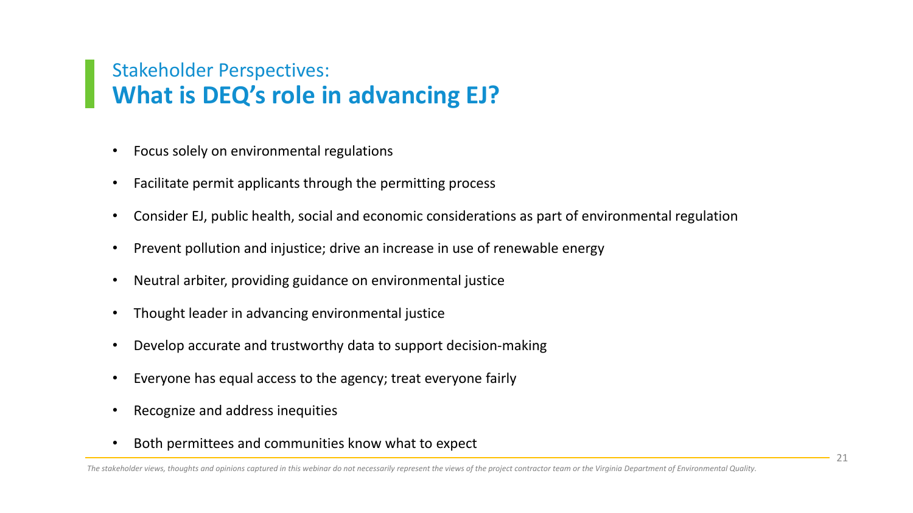## Stakeholder Perspectives:
# What is DEQ's role in advancing EJ?

- Focus solely on environmental regulations
- Facilitate permit applicants through the permitting process
- Consider EJ, public health, social and economic considerations as part of environmental regulation
- Prevent pollution and injustice; drive an increase in use of renewable energy
- Neutral arbiter, providing guidance on environmental justice
- Thought leader in advancing environmental justice
- Develop accurate and trustworthy data to support decision-making
- Everyone has equal access to the agency; treat everyone fairly
- Recognize and address inequities
- Both permittees and communities know what to expect

*The stakeholder views, thoughts and opinions captured in this webinar do not necessarily represent the views of the project contractor team or the Virginia Department of Environmental Quality.*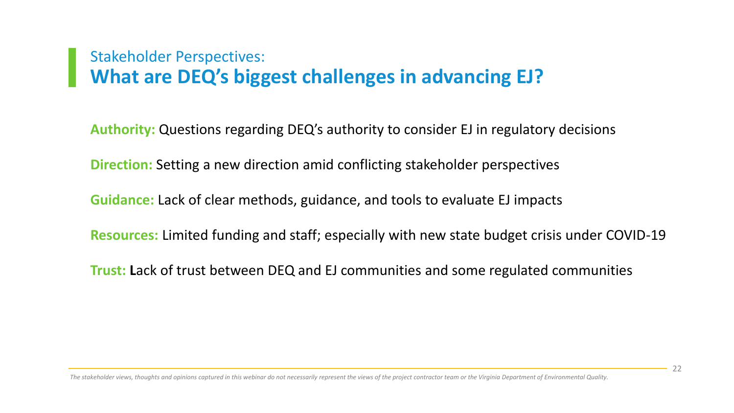## Stakeholder Perspectives:
# What are DEQ's biggest challenges in advancing EJ?

**Authority:** Questions regarding DEQ's authority to consider EJ in regulatory decisions

**Direction:** Setting a new direction amid conflicting stakeholder perspectives

**Guidance:** Lack of clear methods, guidance, and tools to evaluate EJ impacts

**Resources:** Limited funding and staff; especially with new state budget crisis under COVID-19

**Trust:** **L**ack of trust between DEQ and EJ communities and some regulated communities

*The stakeholder views, thoughts and opinions captured in this webinar do not necessarily represent the views of the project contractor team or the Virginia Department of Environmental Quality.*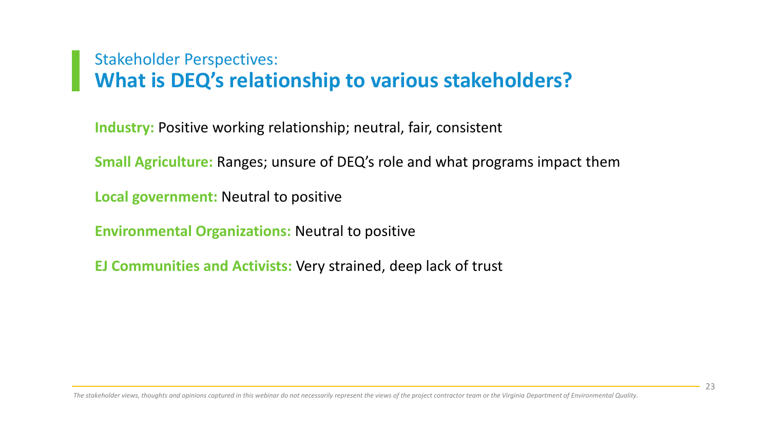## Stakeholder Perspectives:
# What is DEQ's relationship to various stakeholders?

**Industry:** Positive working relationship; neutral, fair, consistent

**Small Agriculture:** Ranges; unsure of DEQ's role and what programs impact them

**Local government:** Neutral to positive

**Environmental Organizations:** Neutral to positive

**EJ Communities and Activists:** Very strained, deep lack of trust

*The stakeholder views, thoughts and opinions captured in this webinar do not necessarily represent the views of the project contractor team or the Virginia Department of Environmental Quality.*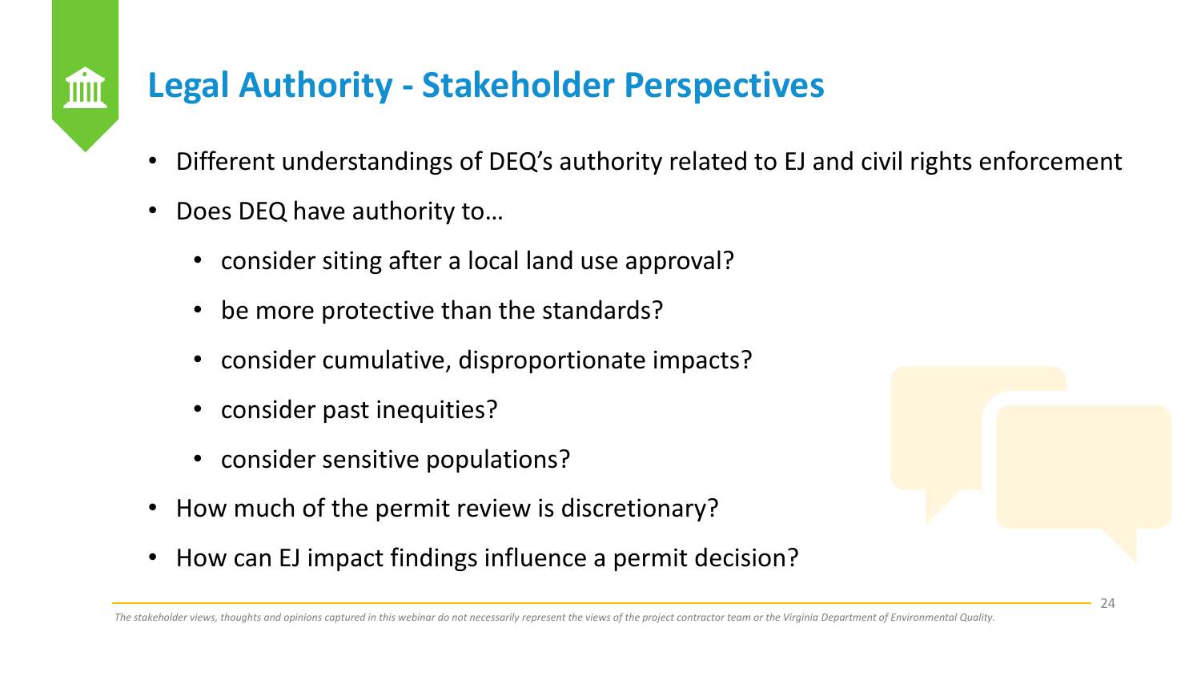# Legal Authority - Stakeholder Perspectives

- Different understandings of DEQ's authority related to EJ and civil rights enforcement
- Does DEQ have authority to…
  - consider siting after a local land use approval?
  - be more protective than the standards?
  - consider cumulative, disproportionate impacts?
  - consider past inequities?
  - consider sensitive populations?
- How much of the permit review is discretionary?
- How can EJ impact findings influence a permit decision?

*The stakeholder views, thoughts and opinions captured in this webinar do not necessarily represent the views of the project contractor team or the Virginia Department of Environmental Quality.*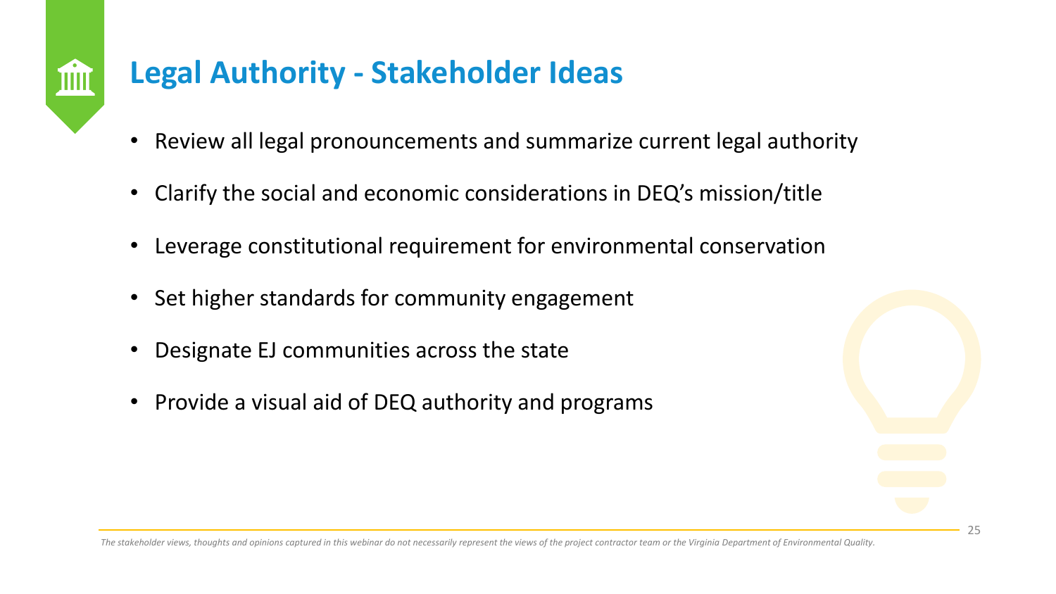# Legal Authority - Stakeholder Ideas

- Review all legal pronouncements and summarize current legal authority
- Clarify the social and economic considerations in DEQ's mission/title
- Leverage constitutional requirement for environmental conservation
- Set higher standards for community engagement
- Designate EJ communities across the state
- Provide a visual aid of DEQ authority and programs

*The stakeholder views, thoughts and opinions captured in this webinar do not necessarily represent the views of the project contractor team or the Virginia Department of Environmental Quality.*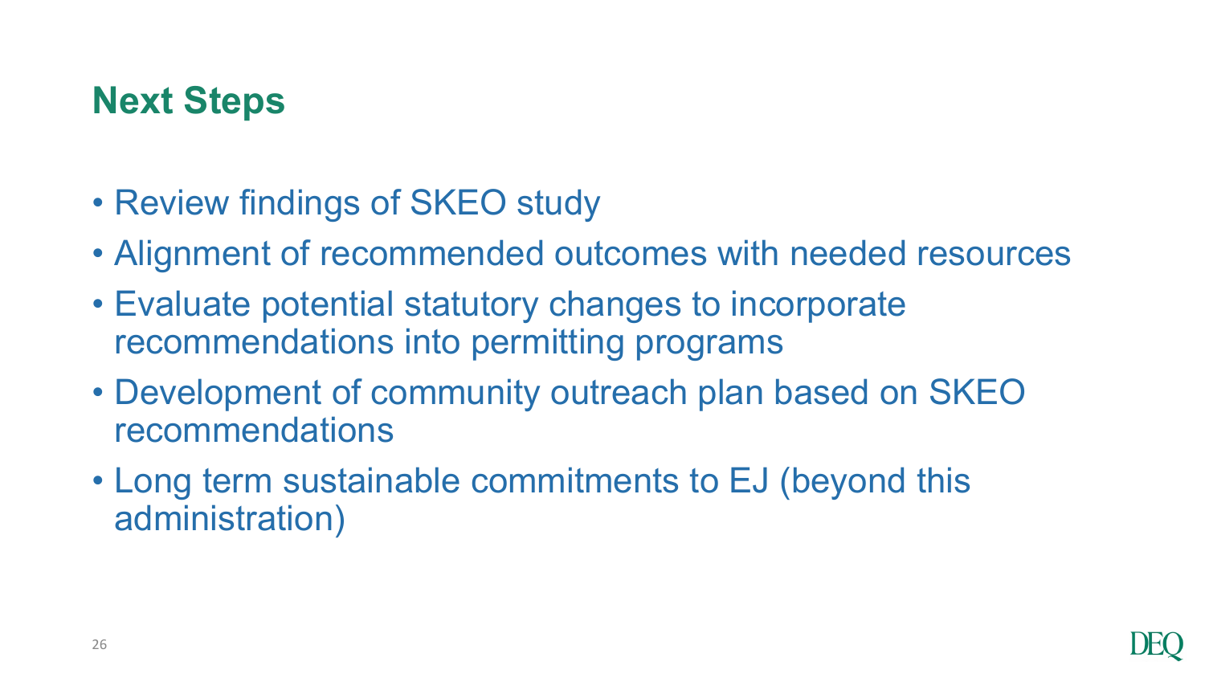# Next Steps

- Review findings of SKEO study
- Alignment of recommended outcomes with needed resources
- Evaluate potential statutory changes to incorporate recommendations into permitting programs
- Development of community outreach plan based on SKEO recommendations
- Long term sustainable commitments to EJ (beyond this administration)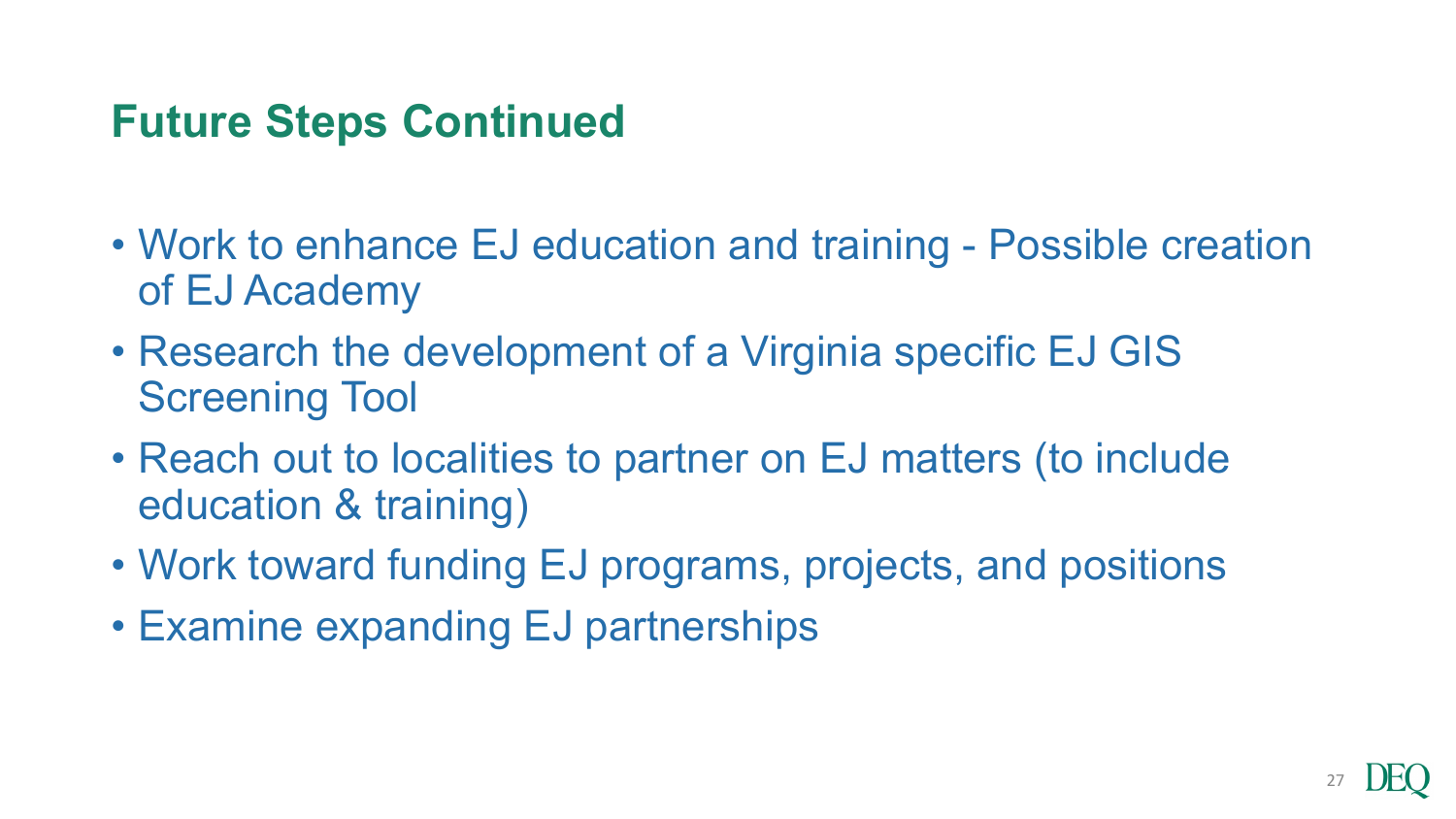## Future Steps Continued

- Work to enhance EJ education and training - Possible creation of EJ Academy
- Research the development of a Virginia specific EJ GIS Screening Tool
- Reach out to localities to partner on EJ matters (to include education & training)
- Work toward funding EJ programs, projects, and positions
- Examine expanding EJ partnerships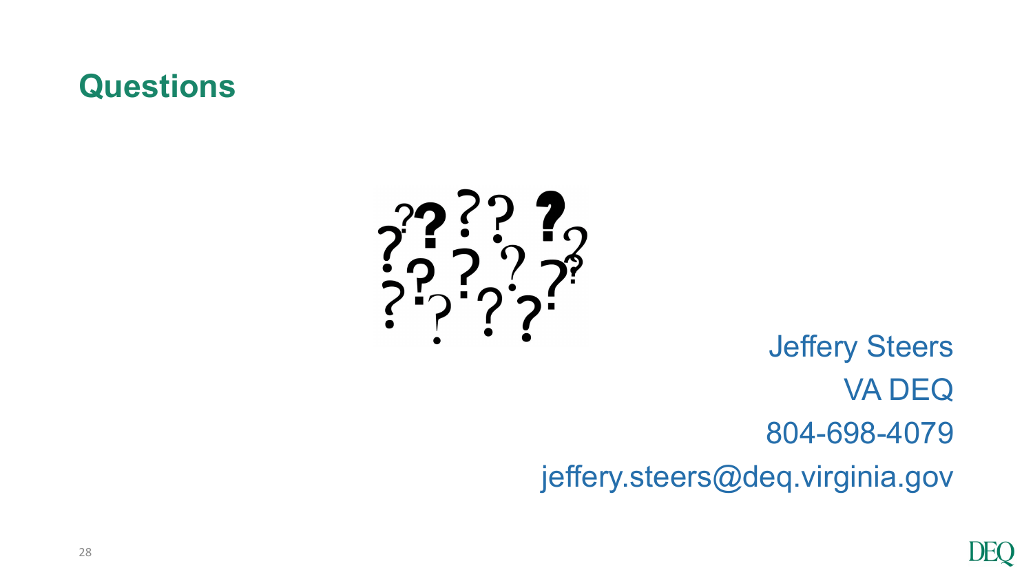# Questions

Jeffery Steers

VA DEQ

804-698-4079

jeffery.steers@deq.virginia.gov